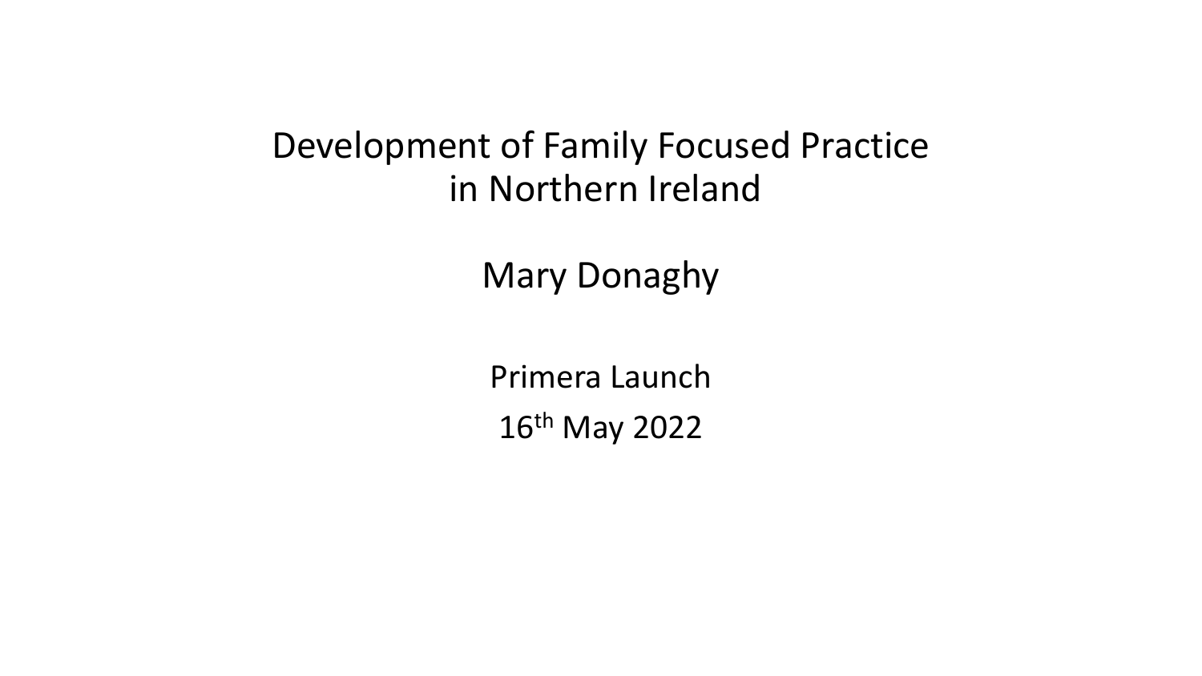# Development of Family Focused Practice in Northern Ireland

Mary Donaghy

Primera Launch

16th May 2022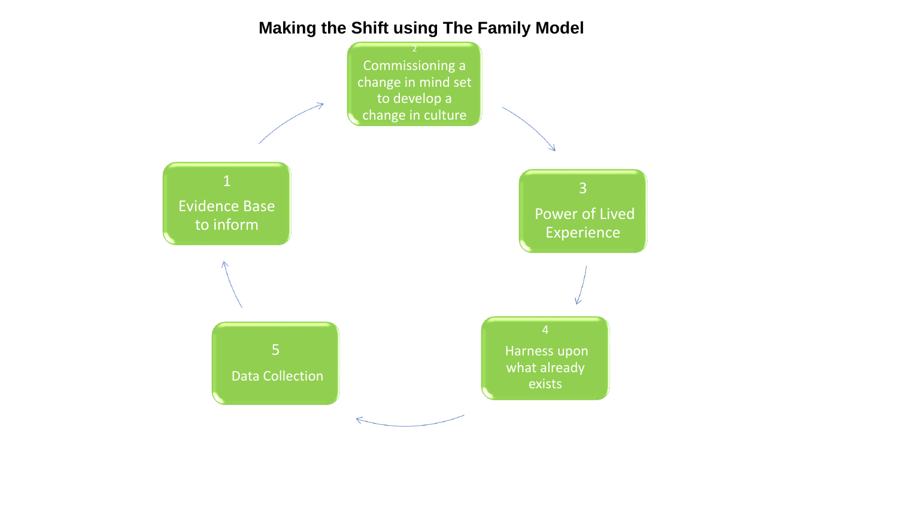# Making the Shift using The Family Model

1. Evidence Base to inform
2. Commissioning a change in mind set to develop a change in culture
3. Power of Lived Experience
4. Harness upon what already exists
5. Data Collection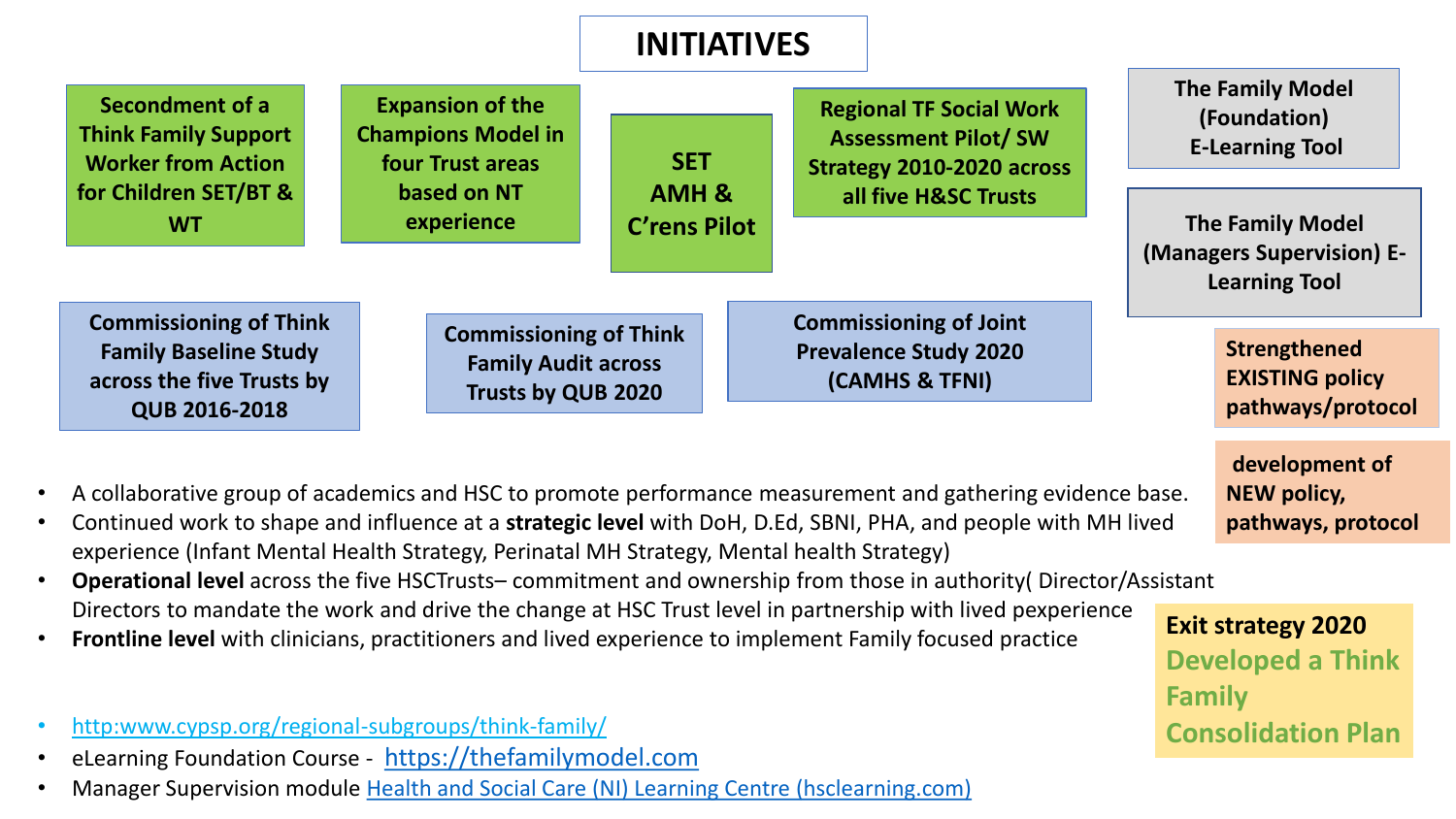# INITIATIVES

**Secondment of a Think Family Support Worker from Action for Children SET/BT & WT**

**Expansion of the Champions Model in four Trust areas based on NT experience**

**SET AMH & C'rens Pilot**

**Regional TF Social Work Assessment Pilot/ SW Strategy 2010-2020 across all five H&SC Trusts**

**The Family Model (Foundation) E-Learning Tool**

**The Family Model (Managers Supervision) E-Learning Tool**

**Commissioning of Think Family Baseline Study across the five Trusts by QUB 2016-2018**

**Commissioning of Think Family Audit across Trusts by QUB 2020**

**Commissioning of Joint Prevalence Study 2020 (CAMHS & TFNI)**

**Strengthened EXISTING policy pathways/protocol**

**development of NEW policy, pathways, protocol**

- A collaborative group of academics and HSC to promote performance measurement and gathering evidence base.
- Continued work to shape and influence at a **strategic level** with DoH, D.Ed, SBNI, PHA, and people with MH lived experience (Infant Mental Health Strategy, Perinatal MH Strategy, Mental health Strategy)
- **Operational level** across the five HSCTrusts– commitment and ownership from those in authority( Director/Assistant Directors to mandate the work and drive the change at HSC Trust level in partnership with lived pexperience
- **Frontline level** with clinicians, practitioners and lived experience to implement Family focused practice

**Exit strategy 2020**
**Developed a Think Family Consolidation Plan**

- http:www.cypsp.org/regional-subgroups/think-family/
- eLearning Foundation Course - https://thefamilymodel.com
- Manager Supervision module Health and Social Care (NI) Learning Centre (hsclearning.com)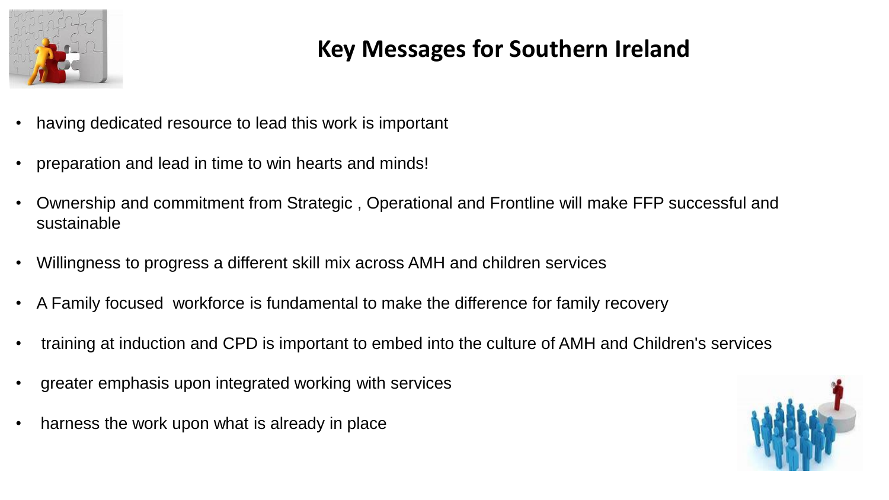# Key Messages for Southern Ireland

- having dedicated resource to lead this work is important
- preparation and lead in time to win hearts and minds!
- Ownership and commitment from Strategic , Operational and Frontline will make FFP successful and sustainable
- Willingness to progress a different skill mix across AMH and children services
- A Family focused workforce is fundamental to make the difference for family recovery
- training at induction and CPD is important to embed into the culture of AMH and Children's services
- greater emphasis upon integrated working with services
- harness the work upon what is already in place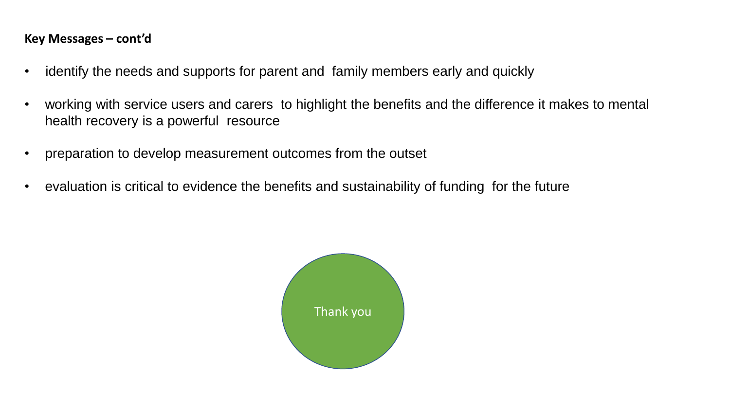**Key Messages – cont'd**

- identify the needs and supports for parent and family members early and quickly
- working with service users and carers to highlight the benefits and the difference it makes to mental health recovery is a powerful resource
- preparation to develop measurement outcomes from the outset
- evaluation is critical to evidence the benefits and sustainability of funding for the future

Thank you